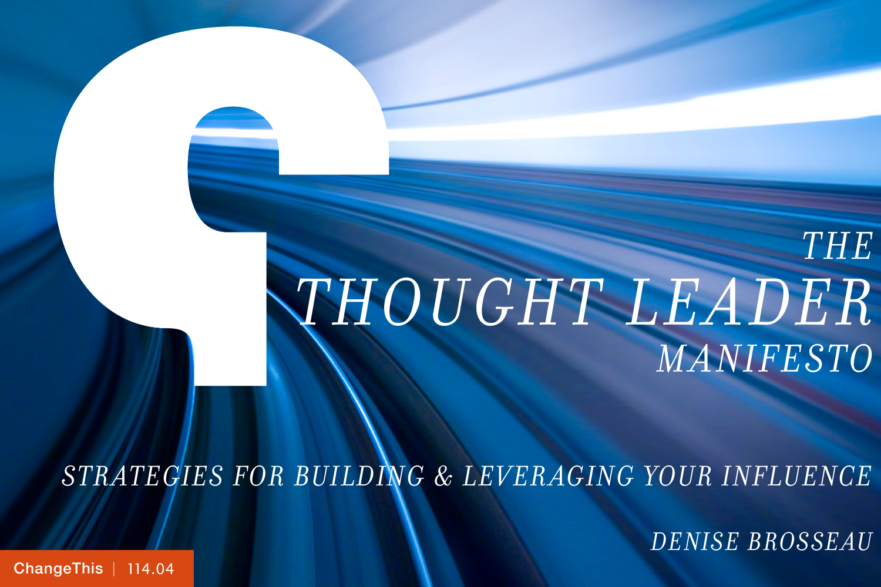# THE THOUGHT LEADER MANIFESTO

## STRATEGIES FOR BUILDING & LEVERAGING YOUR INFLUENCE

DENISE BROSSEAU

ChangeThis | 114.04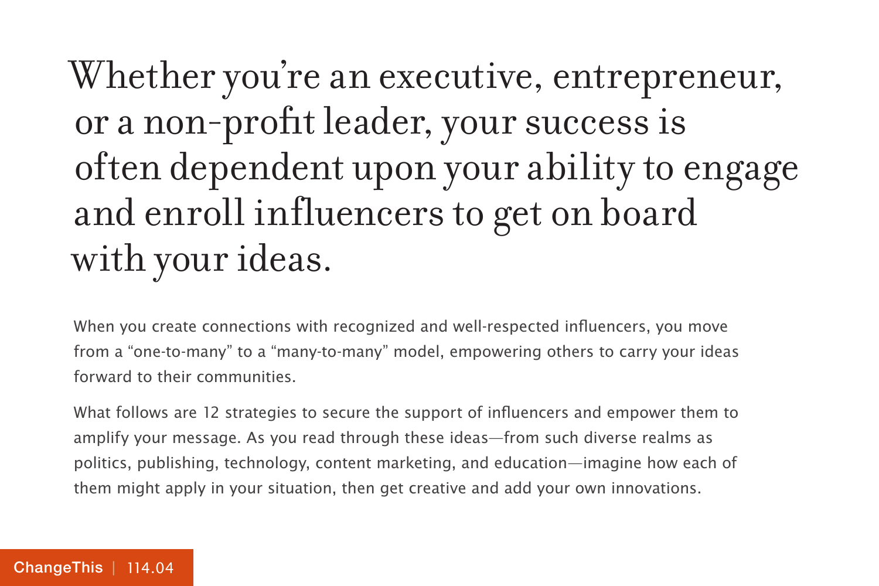# Whether you're an executive, entrepreneur, or a non-profit leader, your success is often dependent upon your ability to engage and enroll influencers to get on board with your ideas.

When you create connections with recognized and well-respected influencers, you move from a "one-to-many" to a "many-to-many" model, empowering others to carry your ideas forward to their communities.

What follows are 12 strategies to secure the support of influencers and empower them to amplify your message. As you read through these ideas—from such diverse realms as politics, publishing, technology, content marketing, and education—imagine how each of them might apply in your situation, then get creative and add your own innovations.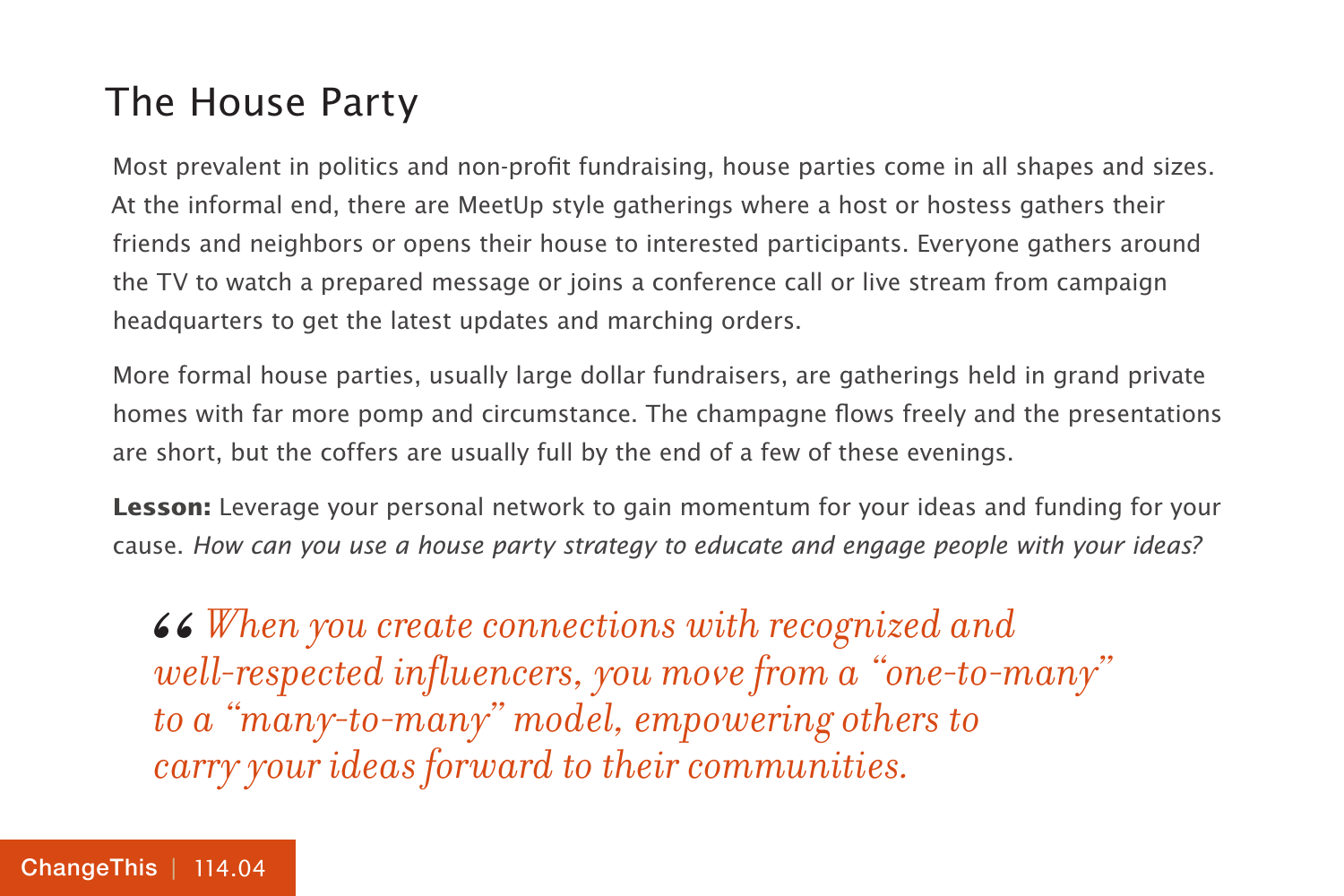## The House Party

Most prevalent in politics and non-profit fundraising, house parties come in all shapes and sizes. At the informal end, there are MeetUp style gatherings where a host or hostess gathers their friends and neighbors or opens their house to interested participants. Everyone gathers around the TV to watch a prepared message or joins a conference call or live stream from campaign headquarters to get the latest updates and marching orders.

More formal house parties, usually large dollar fundraisers, are gatherings held in grand private homes with far more pomp and circumstance. The champagne flows freely and the presentations are short, but the coffers are usually full by the end of a few of these evenings.

**Lesson:** Leverage your personal network to gain momentum for your ideas and funding for your cause. *How can you use a house party strategy to educate and engage people with your ideas?*

> *"When you create connections with recognized and well-respected influencers, you move from a "one-to-many" to a "many-to-many" model, empowering others to carry your ideas forward to their communities.*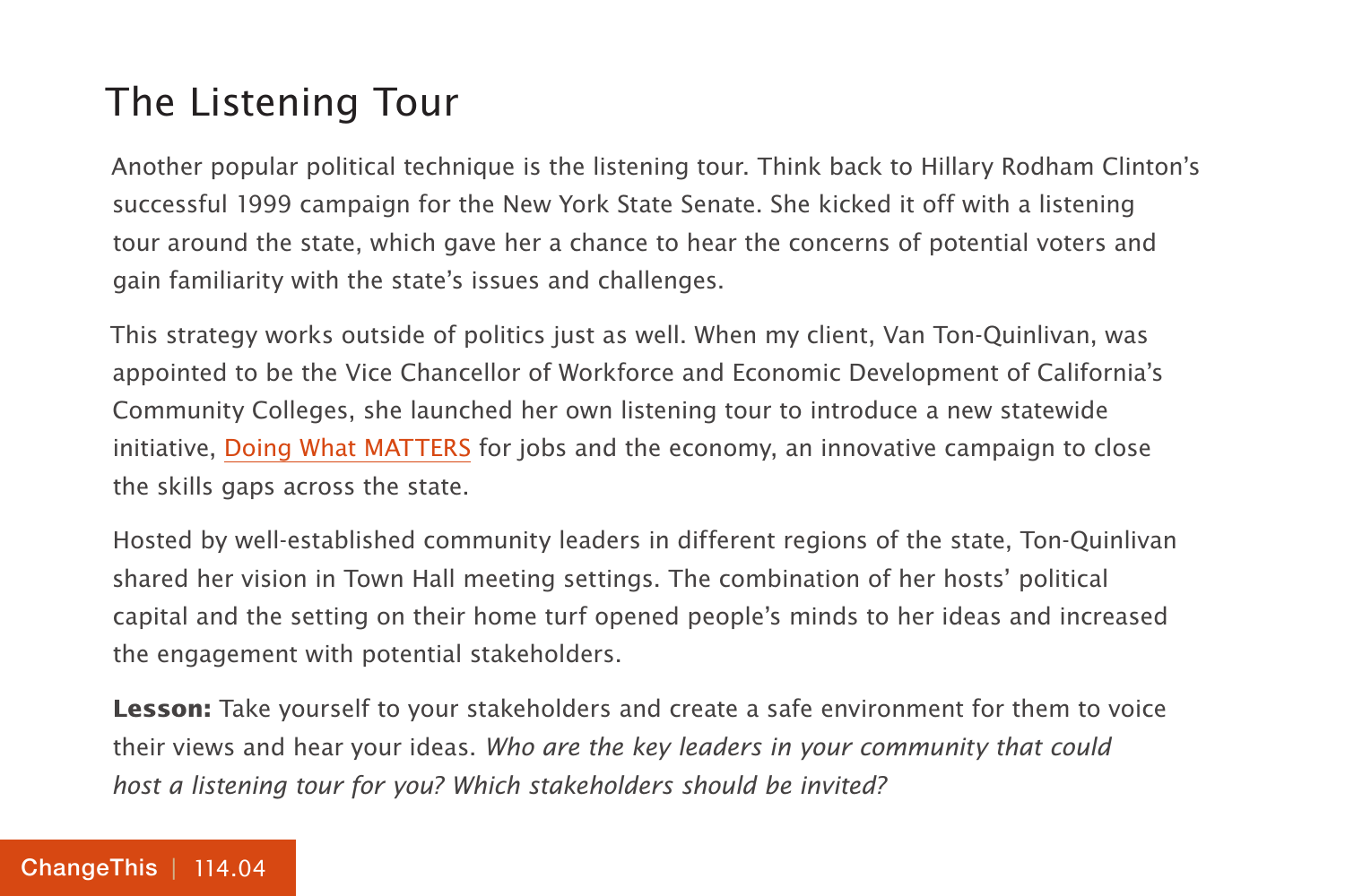## The Listening Tour

Another popular political technique is the listening tour. Think back to Hillary Rodham Clinton's successful 1999 campaign for the New York State Senate. She kicked it off with a listening tour around the state, which gave her a chance to hear the concerns of potential voters and gain familiarity with the state's issues and challenges.

This strategy works outside of politics just as well. When my client, Van Ton-Quinlivan, was appointed to be the Vice Chancellor of Workforce and Economic Development of California's Community Colleges, she launched her own listening tour to introduce a new statewide initiative, Doing What MATTERS for jobs and the economy, an innovative campaign to close the skills gaps across the state.

Hosted by well-established community leaders in different regions of the state, Ton-Quinlivan shared her vision in Town Hall meeting settings. The combination of her hosts' political capital and the setting on their home turf opened people's minds to her ideas and increased the engagement with potential stakeholders.

**Lesson:** Take yourself to your stakeholders and create a safe environment for them to voice their views and hear your ideas. *Who are the key leaders in your community that could host a listening tour for you? Which stakeholders should be invited?*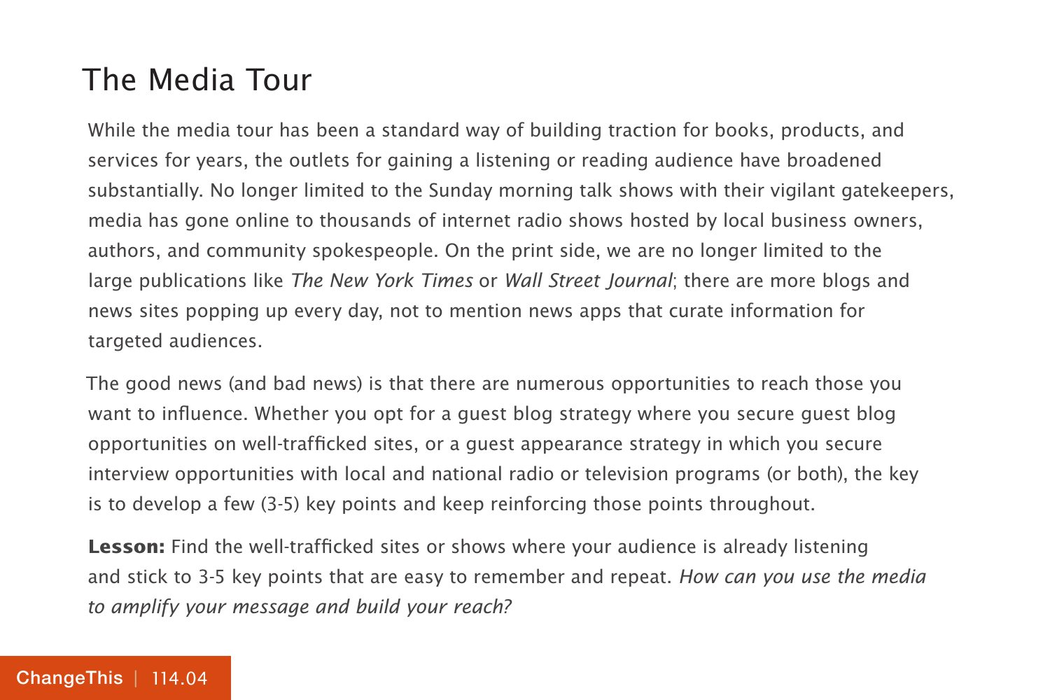## The Media Tour

While the media tour has been a standard way of building traction for books, products, and services for years, the outlets for gaining a listening or reading audience have broadened substantially. No longer limited to the Sunday morning talk shows with their vigilant gatekeepers, media has gone online to thousands of internet radio shows hosted by local business owners, authors, and community spokespeople. On the print side, we are no longer limited to the large publications like *The New York Times* or *Wall Street Journal*; there are more blogs and news sites popping up every day, not to mention news apps that curate information for targeted audiences.

The good news (and bad news) is that there are numerous opportunities to reach those you want to influence. Whether you opt for a guest blog strategy where you secure guest blog opportunities on well-trafficked sites, or a guest appearance strategy in which you secure interview opportunities with local and national radio or television programs (or both), the key is to develop a few (3-5) key points and keep reinforcing those points throughout.

**Lesson:** Find the well-trafficked sites or shows where your audience is already listening and stick to 3-5 key points that are easy to remember and repeat. *How can you use the media to amplify your message and build your reach?*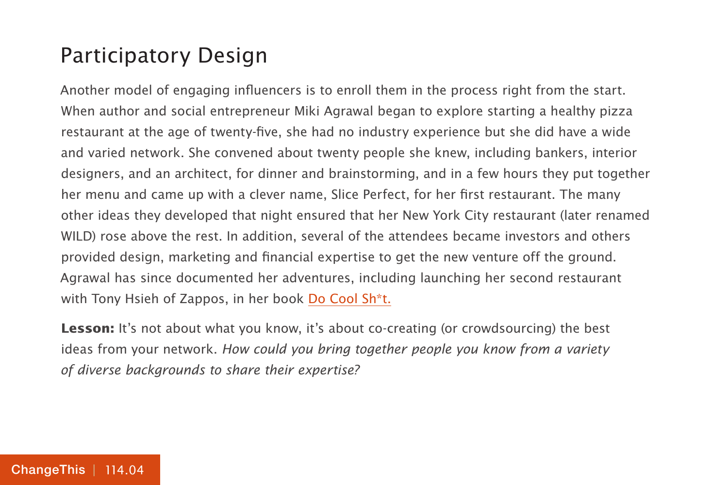## Participatory Design

Another model of engaging influencers is to enroll them in the process right from the start. When author and social entrepreneur Miki Agrawal began to explore starting a healthy pizza restaurant at the age of twenty-five, she had no industry experience but she did have a wide and varied network. She convened about twenty people she knew, including bankers, interior designers, and an architect, for dinner and brainstorming, and in a few hours they put together her menu and came up with a clever name, Slice Perfect, for her first restaurant. The many other ideas they developed that night ensured that her New York City restaurant (later renamed WILD) rose above the rest. In addition, several of the attendees became investors and others provided design, marketing and financial expertise to get the new venture off the ground. Agrawal has since documented her adventures, including launching her second restaurant with Tony Hsieh of Zappos, in her book Do Cool Sh*t.

**Lesson:** It's not about what you know, it's about co-creating (or crowdsourcing) the best ideas from your network. *How could you bring together people you know from a variety of diverse backgrounds to share their expertise?*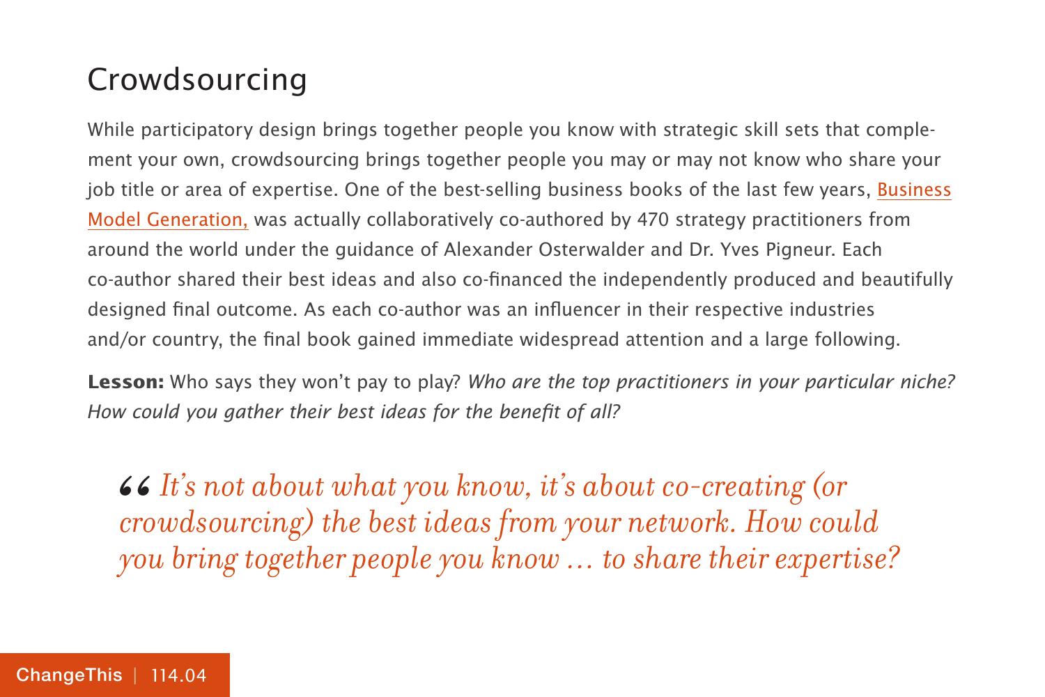## Crowdsourcing

While participatory design brings together people you know with strategic skill sets that complement your own, crowdsourcing brings together people you may or may not know who share your job title or area of expertise. One of the best-selling business books of the last few years, Business Model Generation, was actually collaboratively co-authored by 470 strategy practitioners from around the world under the guidance of Alexander Osterwalder and Dr. Yves Pigneur. Each co-author shared their best ideas and also co-financed the independently produced and beautifully designed final outcome. As each co-author was an influencer in their respective industries and/or country, the final book gained immediate widespread attention and a large following.

**Lesson:** Who says they won't pay to play? *Who are the top practitioners in your particular niche? How could you gather their best ideas for the benefit of all?*

> *“It's not about what you know, it's about co-creating (or crowdsourcing) the best ideas from your network. How could you bring together people you know … to share their expertise?*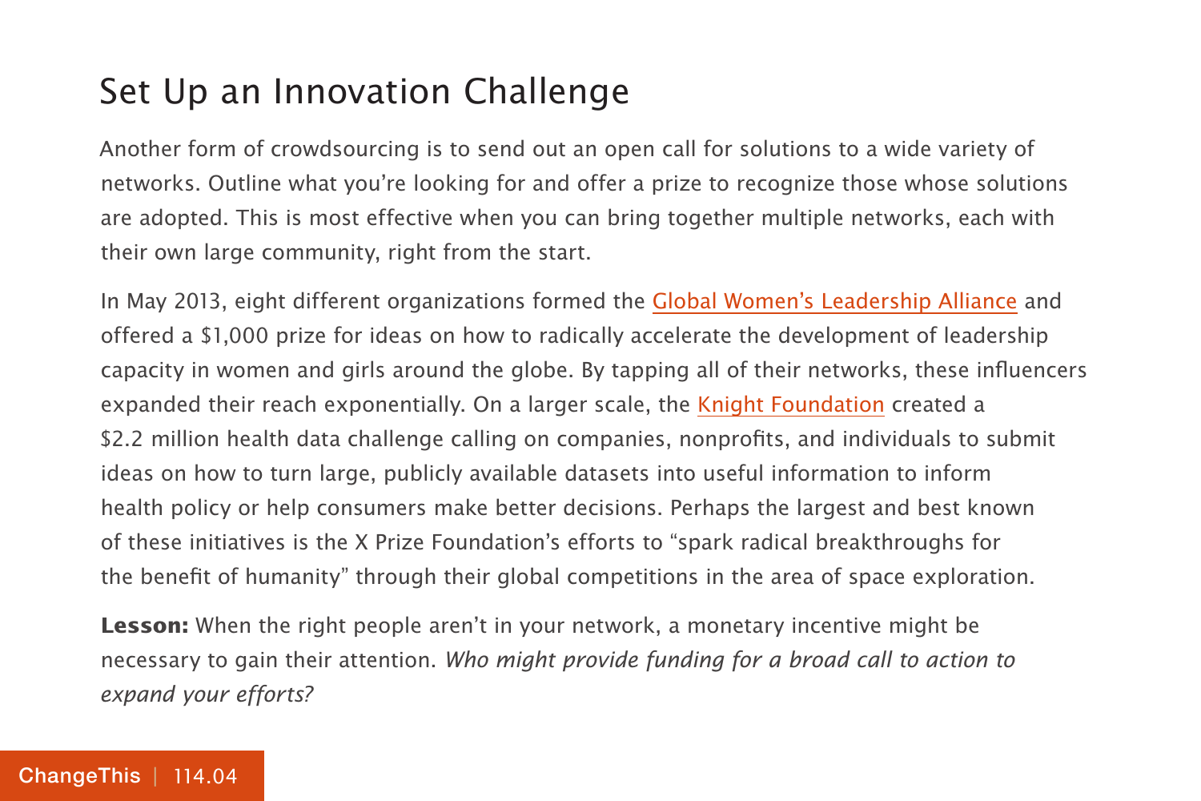## Set Up an Innovation Challenge

Another form of crowdsourcing is to send out an open call for solutions to a wide variety of networks. Outline what you're looking for and offer a prize to recognize those whose solutions are adopted. This is most effective when you can bring together multiple networks, each with their own large community, right from the start.

In May 2013, eight different organizations formed the Global Women's Leadership Alliance and offered a $1,000 prize for ideas on how to radically accelerate the development of leadership capacity in women and girls around the globe. By tapping all of their networks, these influencers expanded their reach exponentially. On a larger scale, the Knight Foundation created a $2.2 million health data challenge calling on companies, nonprofits, and individuals to submit ideas on how to turn large, publicly available datasets into useful information to inform health policy or help consumers make better decisions. Perhaps the largest and best known of these initiatives is the X Prize Foundation's efforts to "spark radical breakthroughs for the benefit of humanity" through their global competitions in the area of space exploration.

**Lesson:** When the right people aren't in your network, a monetary incentive might be necessary to gain their attention. *Who might provide funding for a broad call to action to expand your efforts?*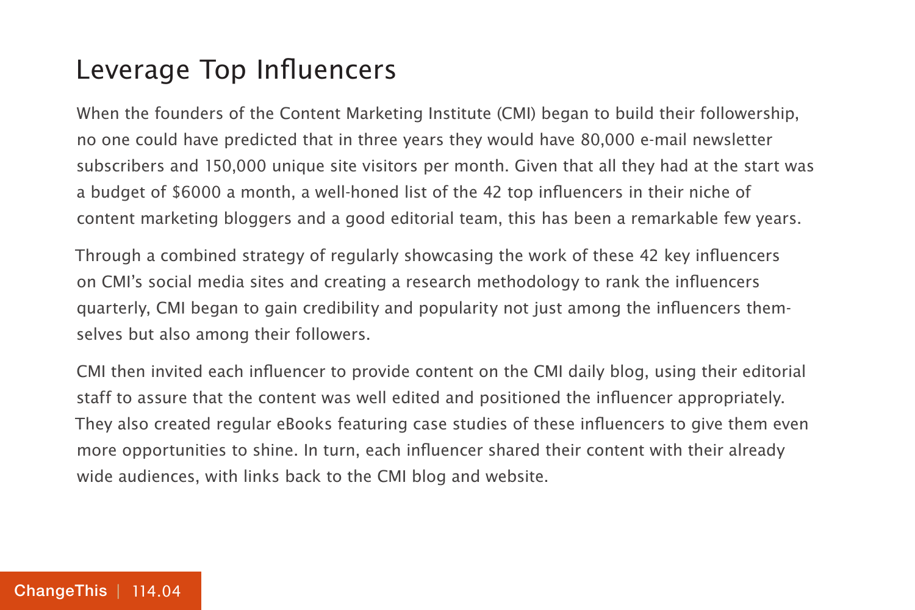## Leverage Top Influencers

When the founders of the Content Marketing Institute (CMI) began to build their followership, no one could have predicted that in three years they would have 80,000 e-mail newsletter subscribers and 150,000 unique site visitors per month. Given that all they had at the start was a budget of $6000 a month, a well-honed list of the 42 top influencers in their niche of content marketing bloggers and a good editorial team, this has been a remarkable few years.

Through a combined strategy of regularly showcasing the work of these 42 key influencers on CMI's social media sites and creating a research methodology to rank the influencers quarterly, CMI began to gain credibility and popularity not just among the influencers themselves but also among their followers.

CMI then invited each influencer to provide content on the CMI daily blog, using their editorial staff to assure that the content was well edited and positioned the influencer appropriately. They also created regular eBooks featuring case studies of these influencers to give them even more opportunities to shine. In turn, each influencer shared their content with their already wide audiences, with links back to the CMI blog and website.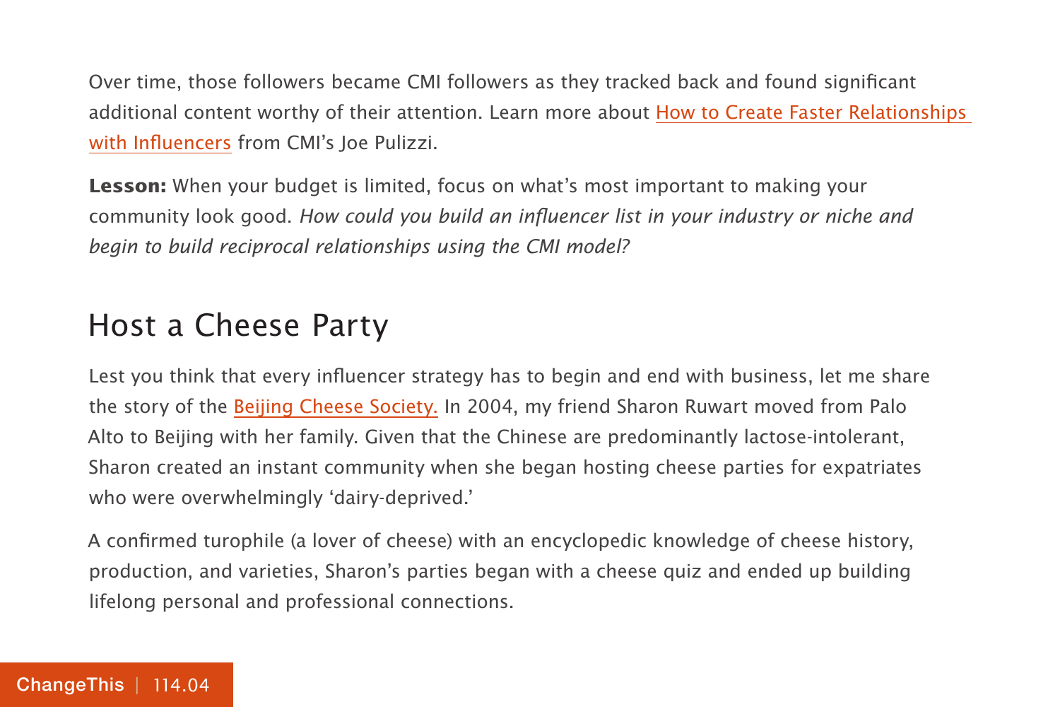Over time, those followers became CMI followers as they tracked back and found significant additional content worthy of their attention. Learn more about How to Create Faster Relationships with Influencers from CMI's Joe Pulizzi.

**Lesson:** When your budget is limited, focus on what's most important to making your community look good. *How could you build an influencer list in your industry or niche and begin to build reciprocal relationships using the CMI model?*

## Host a Cheese Party

Lest you think that every influencer strategy has to begin and end with business, let me share the story of the Beijing Cheese Society. In 2004, my friend Sharon Ruwart moved from Palo Alto to Beijing with her family. Given that the Chinese are predominantly lactose-intolerant, Sharon created an instant community when she began hosting cheese parties for expatriates who were overwhelmingly 'dairy-deprived.'

A confirmed turophile (a lover of cheese) with an encyclopedic knowledge of cheese history, production, and varieties, Sharon's parties began with a cheese quiz and ended up building lifelong personal and professional connections.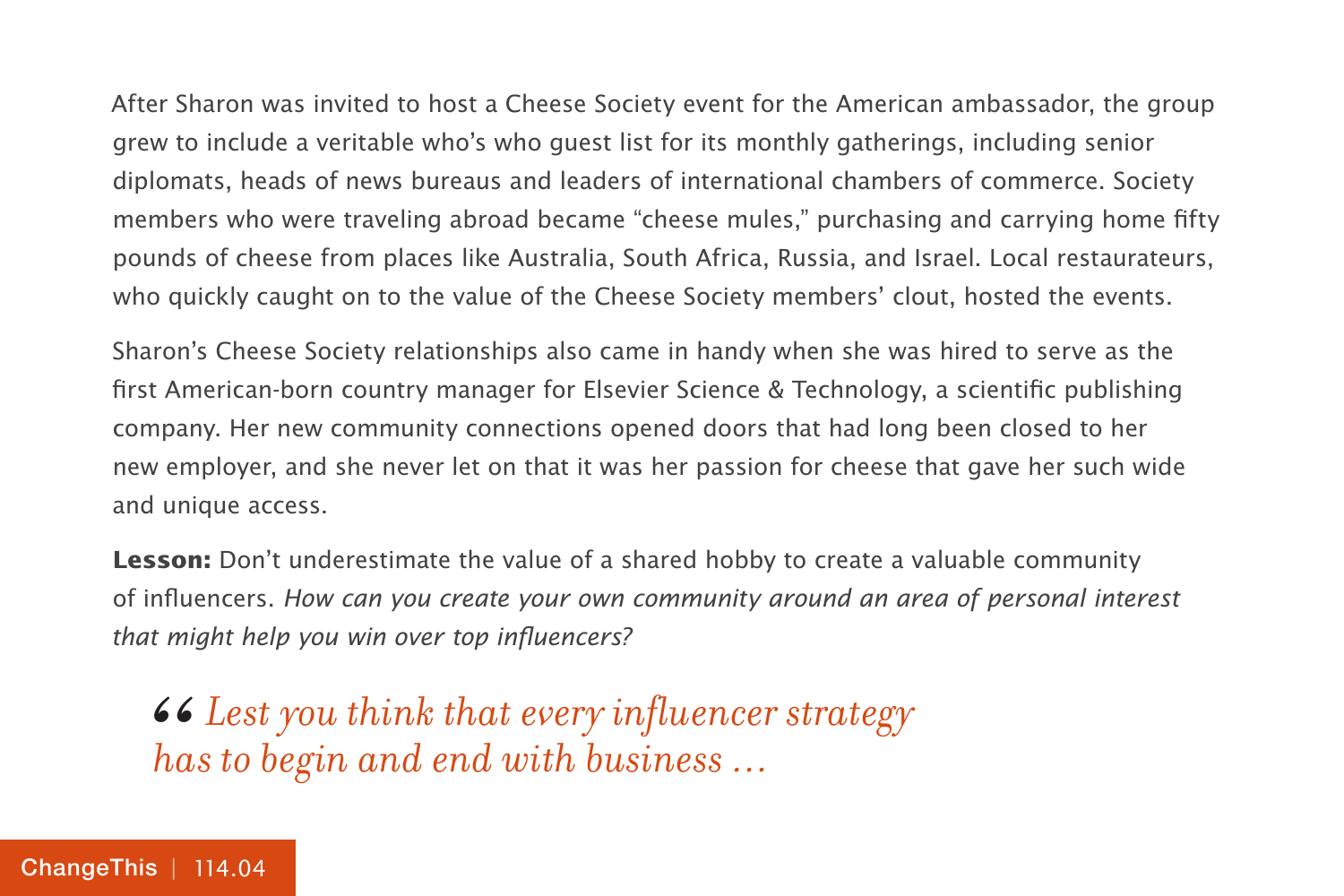After Sharon was invited to host a Cheese Society event for the American ambassador, the group grew to include a veritable who's who guest list for its monthly gatherings, including senior diplomats, heads of news bureaus and leaders of international chambers of commerce. Society members who were traveling abroad became "cheese mules," purchasing and carrying home fifty pounds of cheese from places like Australia, South Africa, Russia, and Israel. Local restaurateurs, who quickly caught on to the value of the Cheese Society members' clout, hosted the events.

Sharon's Cheese Society relationships also came in handy when she was hired to serve as the first American-born country manager for Elsevier Science & Technology, a scientific publishing company. Her new community connections opened doors that had long been closed to her new employer, and she never let on that it was her passion for cheese that gave her such wide and unique access.

**Lesson:** Don't underestimate the value of a shared hobby to create a valuable community of influencers. *How can you create your own community around an area of personal interest that might help you win over top influencers?*

> *"Lest you think that every influencer strategy has to begin and end with business ...*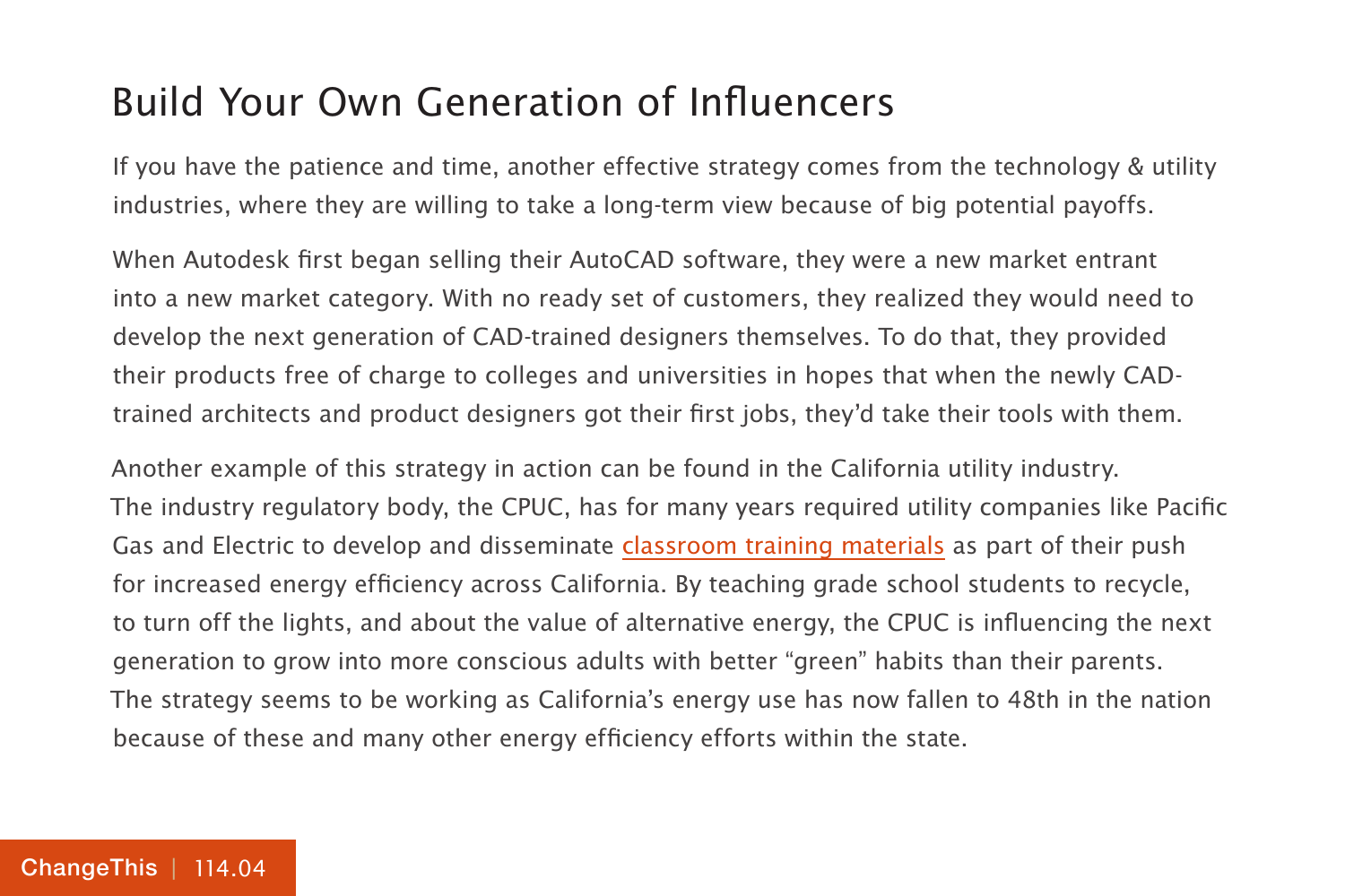## Build Your Own Generation of Influencers

If you have the patience and time, another effective strategy comes from the technology & utility industries, where they are willing to take a long-term view because of big potential payoffs.

When Autodesk first began selling their AutoCAD software, they were a new market entrant into a new market category. With no ready set of customers, they realized they would need to develop the next generation of CAD-trained designers themselves. To do that, they provided their products free of charge to colleges and universities in hopes that when the newly CAD-trained architects and product designers got their first jobs, they'd take their tools with them.

Another example of this strategy in action can be found in the California utility industry. The industry regulatory body, the CPUC, has for many years required utility companies like Pacific Gas and Electric to develop and disseminate classroom training materials as part of their push for increased energy efficiency across California. By teaching grade school students to recycle, to turn off the lights, and about the value of alternative energy, the CPUC is influencing the next generation to grow into more conscious adults with better "green" habits than their parents. The strategy seems to be working as California's energy use has now fallen to 48th in the nation because of these and many other energy efficiency efforts within the state.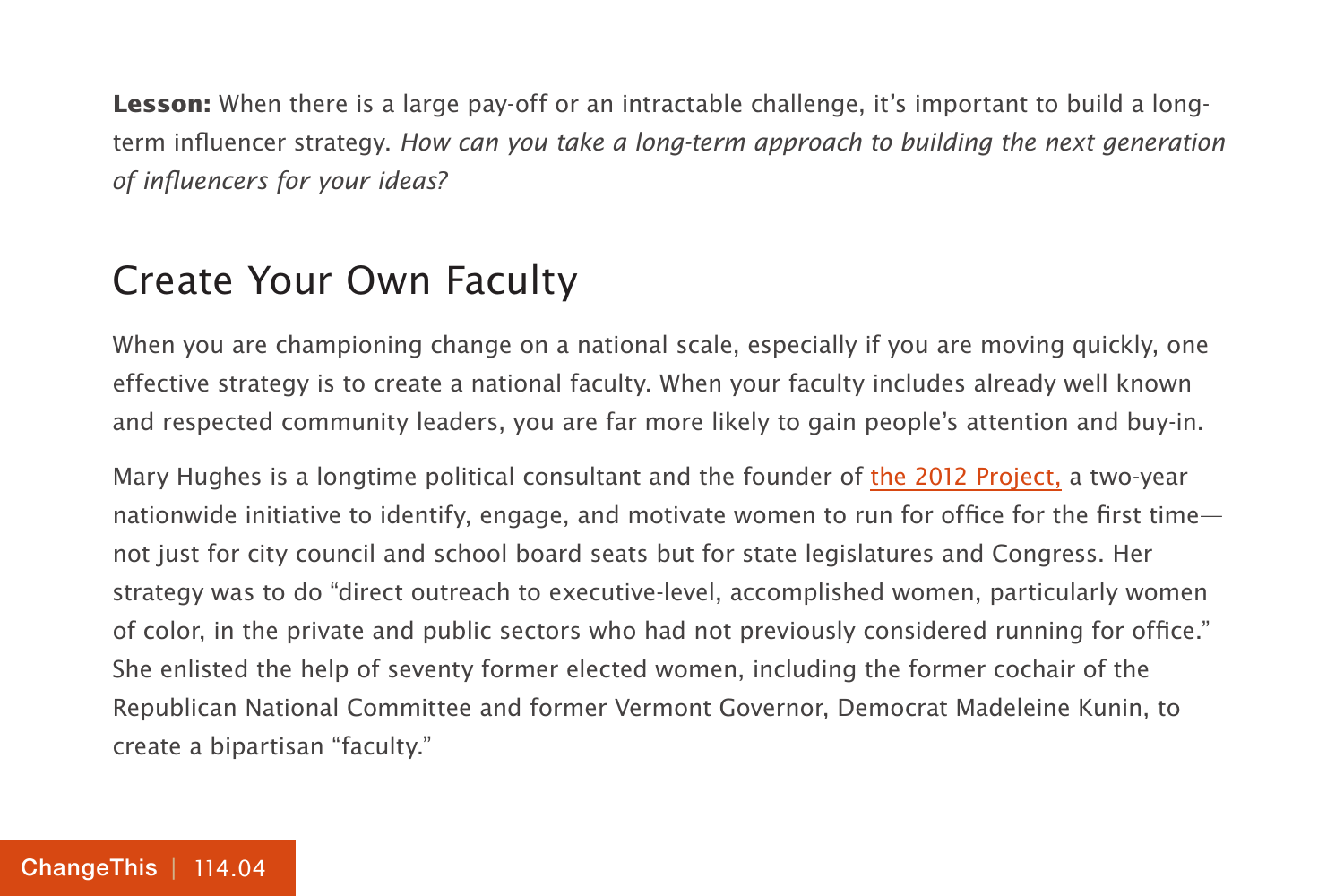**Lesson:** When there is a large pay-off or an intractable challenge, it's important to build a long-term influencer strategy. *How can you take a long-term approach to building the next generation of influencers for your ideas?*

## Create Your Own Faculty

When you are championing change on a national scale, especially if you are moving quickly, one effective strategy is to create a national faculty. When your faculty includes already well known and respected community leaders, you are far more likely to gain people's attention and buy-in.

Mary Hughes is a longtime political consultant and the founder of the 2012 Project, a two-year nationwide initiative to identify, engage, and motivate women to run for office for the first time—not just for city council and school board seats but for state legislatures and Congress. Her strategy was to do "direct outreach to executive-level, accomplished women, particularly women of color, in the private and public sectors who had not previously considered running for office." She enlisted the help of seventy former elected women, including the former cochair of the Republican National Committee and former Vermont Governor, Democrat Madeleine Kunin, to create a bipartisan "faculty."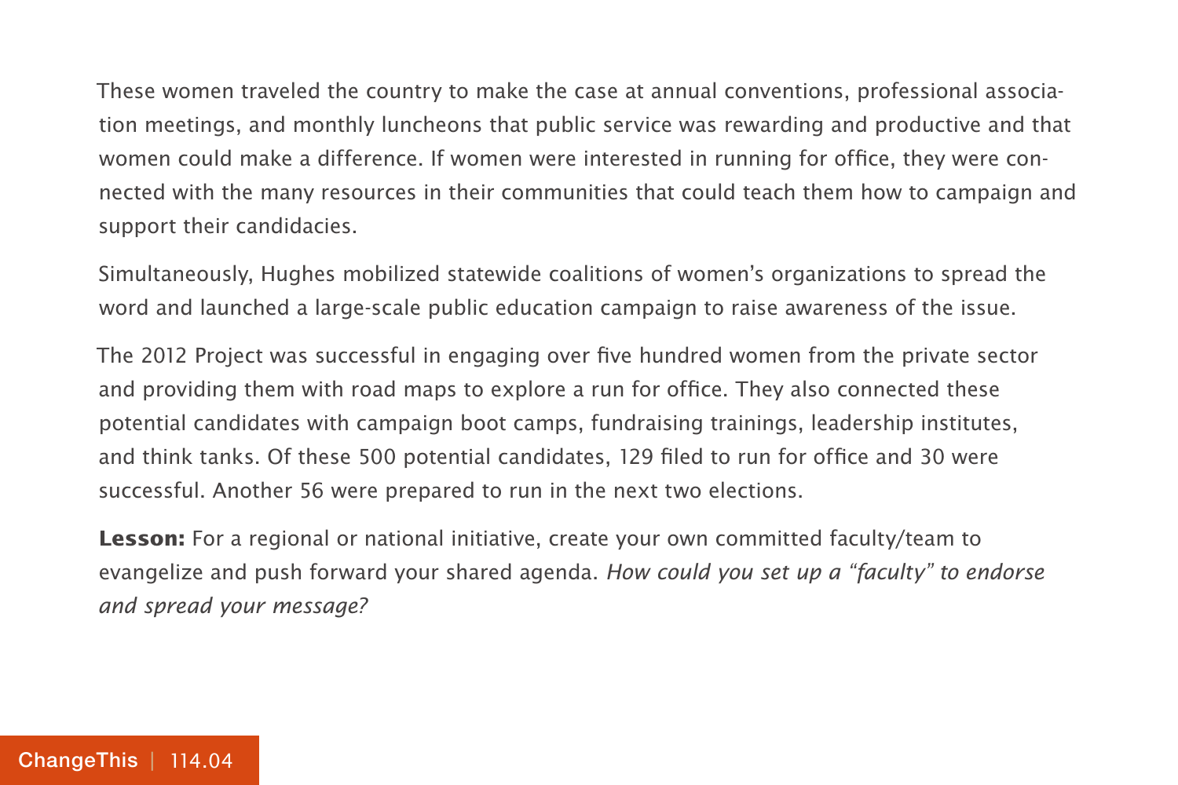These women traveled the country to make the case at annual conventions, professional association meetings, and monthly luncheons that public service was rewarding and productive and that women could make a difference. If women were interested in running for office, they were connected with the many resources in their communities that could teach them how to campaign and support their candidacies.

Simultaneously, Hughes mobilized statewide coalitions of women's organizations to spread the word and launched a large-scale public education campaign to raise awareness of the issue.

The 2012 Project was successful in engaging over five hundred women from the private sector and providing them with road maps to explore a run for office. They also connected these potential candidates with campaign boot camps, fundraising trainings, leadership institutes, and think tanks. Of these 500 potential candidates, 129 filed to run for office and 30 were successful. Another 56 were prepared to run in the next two elections.

**Lesson:** For a regional or national initiative, create your own committed faculty/team to evangelize and push forward your shared agenda. *How could you set up a "faculty" to endorse and spread your message?*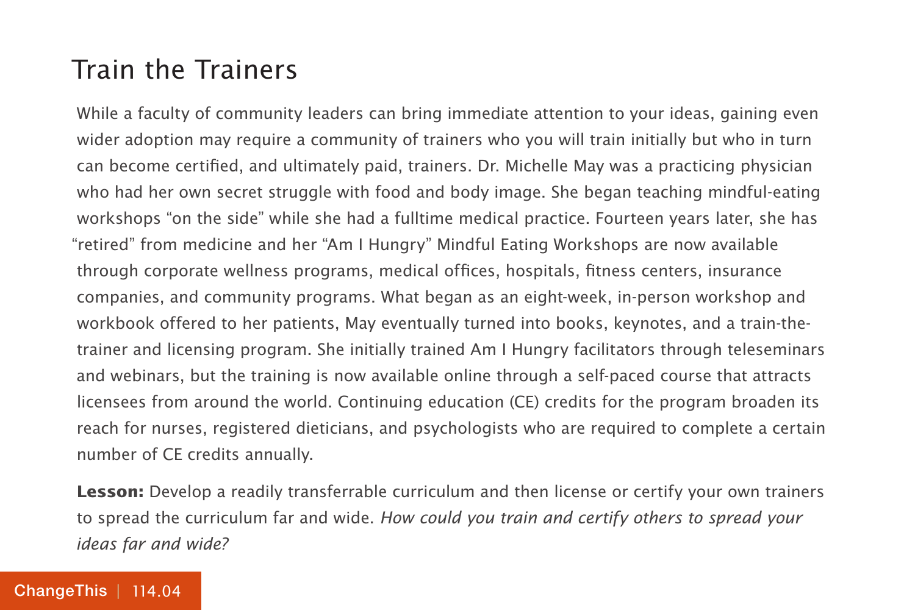## Train the Trainers

While a faculty of community leaders can bring immediate attention to your ideas, gaining even wider adoption may require a community of trainers who you will train initially but who in turn can become certified, and ultimately paid, trainers. Dr. Michelle May was a practicing physician who had her own secret struggle with food and body image. She began teaching mindful-eating workshops "on the side" while she had a fulltime medical practice. Fourteen years later, she has "retired" from medicine and her "Am I Hungry" Mindful Eating Workshops are now available through corporate wellness programs, medical offices, hospitals, fitness centers, insurance companies, and community programs. What began as an eight-week, in-person workshop and workbook offered to her patients, May eventually turned into books, keynotes, and a train-the-trainer and licensing program. She initially trained Am I Hungry facilitators through teleseminars and webinars, but the training is now available online through a self-paced course that attracts licensees from around the world. Continuing education (CE) credits for the program broaden its reach for nurses, registered dieticians, and psychologists who are required to complete a certain number of CE credits annually.

**Lesson:** Develop a readily transferrable curriculum and then license or certify your own trainers to spread the curriculum far and wide. *How could you train and certify others to spread your ideas far and wide?*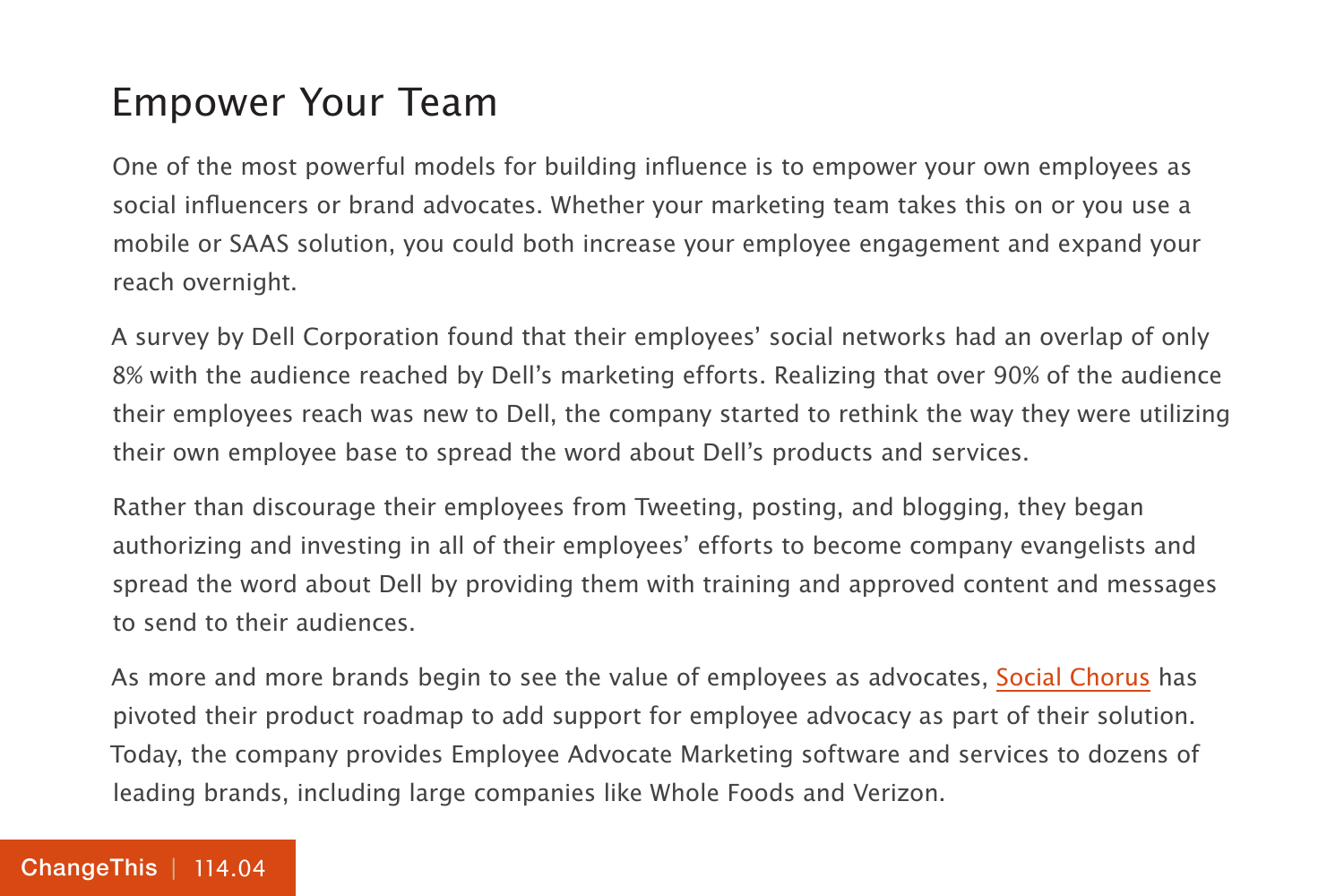## Empower Your Team

One of the most powerful models for building influence is to empower your own employees as social influencers or brand advocates. Whether your marketing team takes this on or you use a mobile or SAAS solution, you could both increase your employee engagement and expand your reach overnight.

A survey by Dell Corporation found that their employees' social networks had an overlap of only 8% with the audience reached by Dell's marketing efforts. Realizing that over 90% of the audience their employees reach was new to Dell, the company started to rethink the way they were utilizing their own employee base to spread the word about Dell's products and services.

Rather than discourage their employees from Tweeting, posting, and blogging, they began authorizing and investing in all of their employees' efforts to become company evangelists and spread the word about Dell by providing them with training and approved content and messages to send to their audiences.

As more and more brands begin to see the value of employees as advocates, Social Chorus has pivoted their product roadmap to add support for employee advocacy as part of their solution. Today, the company provides Employee Advocate Marketing software and services to dozens of leading brands, including large companies like Whole Foods and Verizon.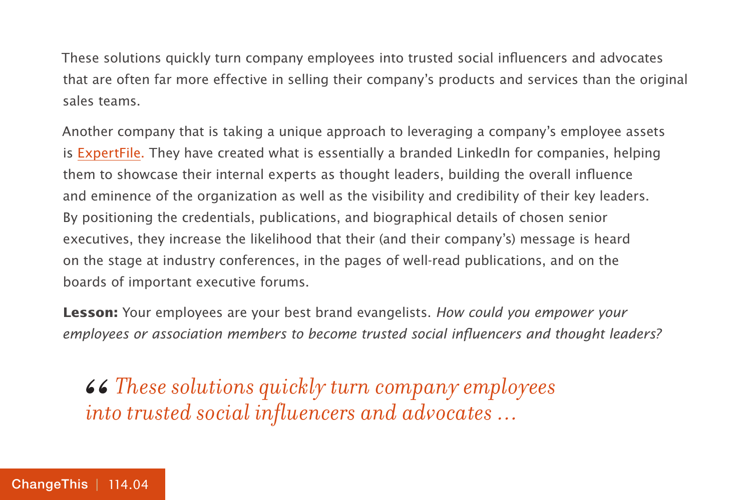These solutions quickly turn company employees into trusted social influencers and advocates that are often far more effective in selling their company's products and services than the original sales teams.

Another company that is taking a unique approach to leveraging a company's employee assets is ExpertFile. They have created what is essentially a branded LinkedIn for companies, helping them to showcase their internal experts as thought leaders, building the overall influence and eminence of the organization as well as the visibility and credibility of their key leaders. By positioning the credentials, publications, and biographical details of chosen senior executives, they increase the likelihood that their (and their company's) message is heard on the stage at industry conferences, in the pages of well-read publications, and on the boards of important executive forums.

**Lesson:** Your employees are your best brand evangelists. *How could you empower your employees or association members to become trusted social influencers and thought leaders?*

> *“These solutions quickly turn company employees into trusted social influencers and advocates ...*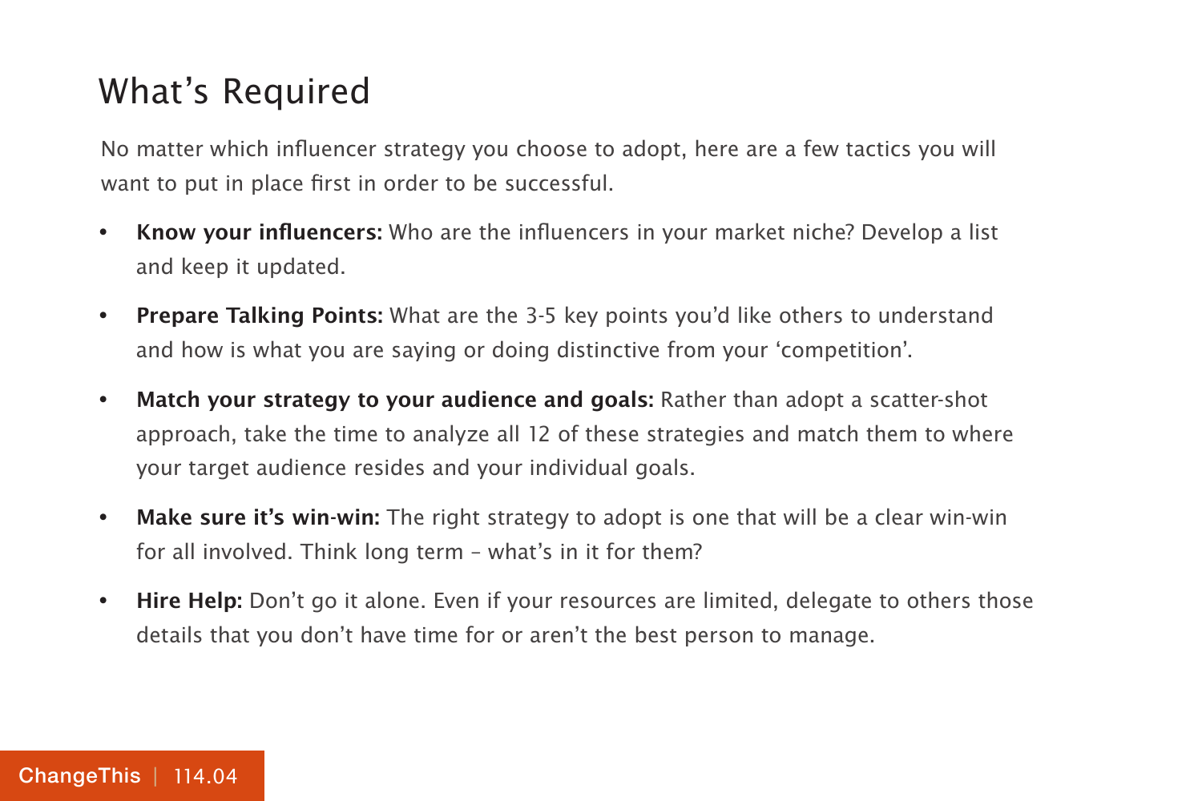## What's Required

No matter which influencer strategy you choose to adopt, here are a few tactics you will want to put in place first in order to be successful.

- **Know your influencers:** Who are the influencers in your market niche? Develop a list and keep it updated.
- **Prepare Talking Points:** What are the 3-5 key points you'd like others to understand and how is what you are saying or doing distinctive from your 'competition'.
- **Match your strategy to your audience and goals:** Rather than adopt a scatter-shot approach, take the time to analyze all 12 of these strategies and match them to where your target audience resides and your individual goals.
- **Make sure it's win-win:** The right strategy to adopt is one that will be a clear win-win for all involved. Think long term – what's in it for them?
- **Hire Help:** Don't go it alone. Even if your resources are limited, delegate to others those details that you don't have time for or aren't the best person to manage.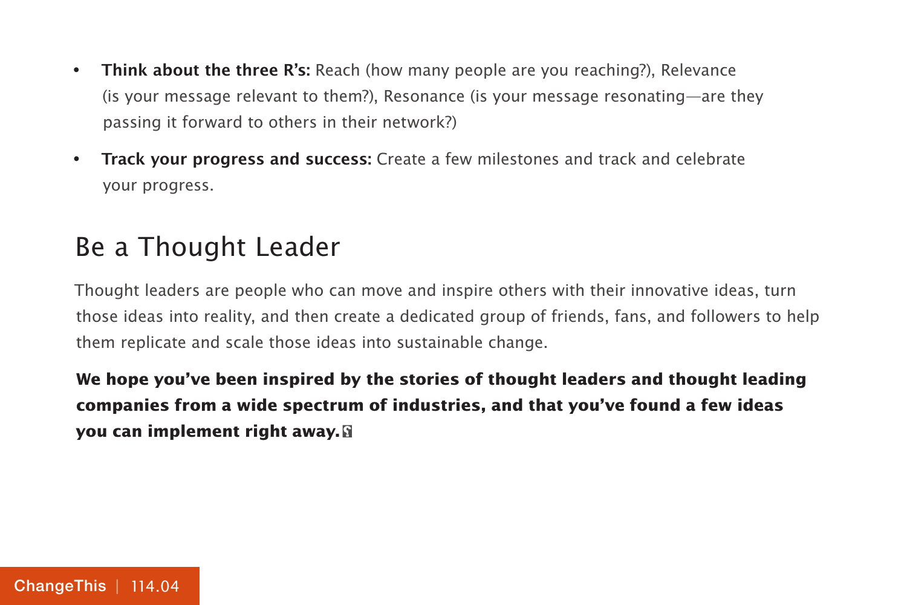- **Think about the three R's:** Reach (how many people are you reaching?), Relevance (is your message relevant to them?), Resonance (is your message resonating—are they passing it forward to others in their network?)
- **Track your progress and success:** Create a few milestones and track and celebrate your progress.

## Be a Thought Leader

Thought leaders are people who can move and inspire others with their innovative ideas, turn those ideas into reality, and then create a dedicated group of friends, fans, and followers to help them replicate and scale those ideas into sustainable change.

**We hope you've been inspired by the stories of thought leaders and thought leading companies from a wide spectrum of industries, and that you've found a few ideas you can implement right away.**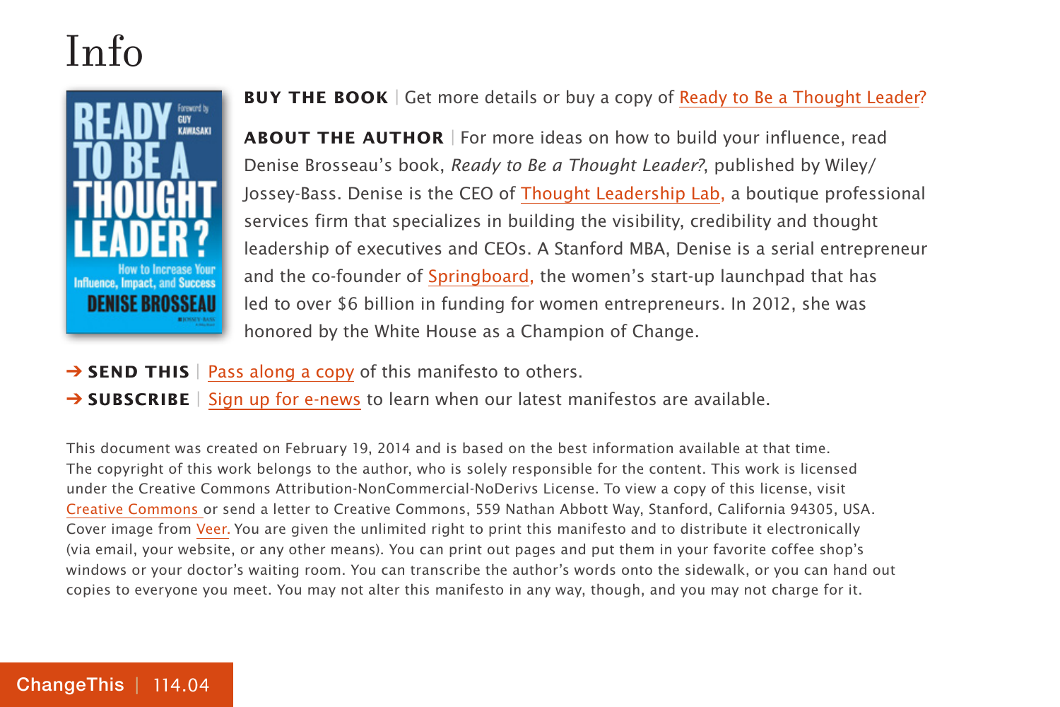# Info

**BUY THE BOOK** | Get more details or buy a copy of Ready to Be a Thought Leader?

**ABOUT THE AUTHOR** | For more ideas on how to build your influence, read Denise Brosseau's book, *Ready to Be a Thought Leader?*, published by Wiley/Jossey-Bass. Denise is the CEO of Thought Leadership Lab, a boutique professional services firm that specializes in building the visibility, credibility and thought leadership of executives and CEOs. A Stanford MBA, Denise is a serial entrepreneur and the co-founder of Springboard, the women's start-up launchpad that has led to over $6 billion in funding for women entrepreneurs. In 2012, she was honored by the White House as a Champion of Change.

➔ **SEND THIS** | Pass along a copy of this manifesto to others.

➔ **SUBSCRIBE** | Sign up for e-news to learn when our latest manifestos are available.

This document was created on February 19, 2014 and is based on the best information available at that time. The copyright of this work belongs to the author, who is solely responsible for the content. This work is licensed under the Creative Commons Attribution-NonCommercial-NoDerivs License. To view a copy of this license, visit Creative Commons or send a letter to Creative Commons, 559 Nathan Abbott Way, Stanford, California 94305, USA. Cover image from Veer. You are given the unlimited right to print this manifesto and to distribute it electronically (via email, your website, or any other means). You can print out pages and put them in your favorite coffee shop's windows or your doctor's waiting room. You can transcribe the author's words onto the sidewalk, or you can hand out copies to everyone you meet. You may not alter this manifesto in any way, though, and you may not charge for it.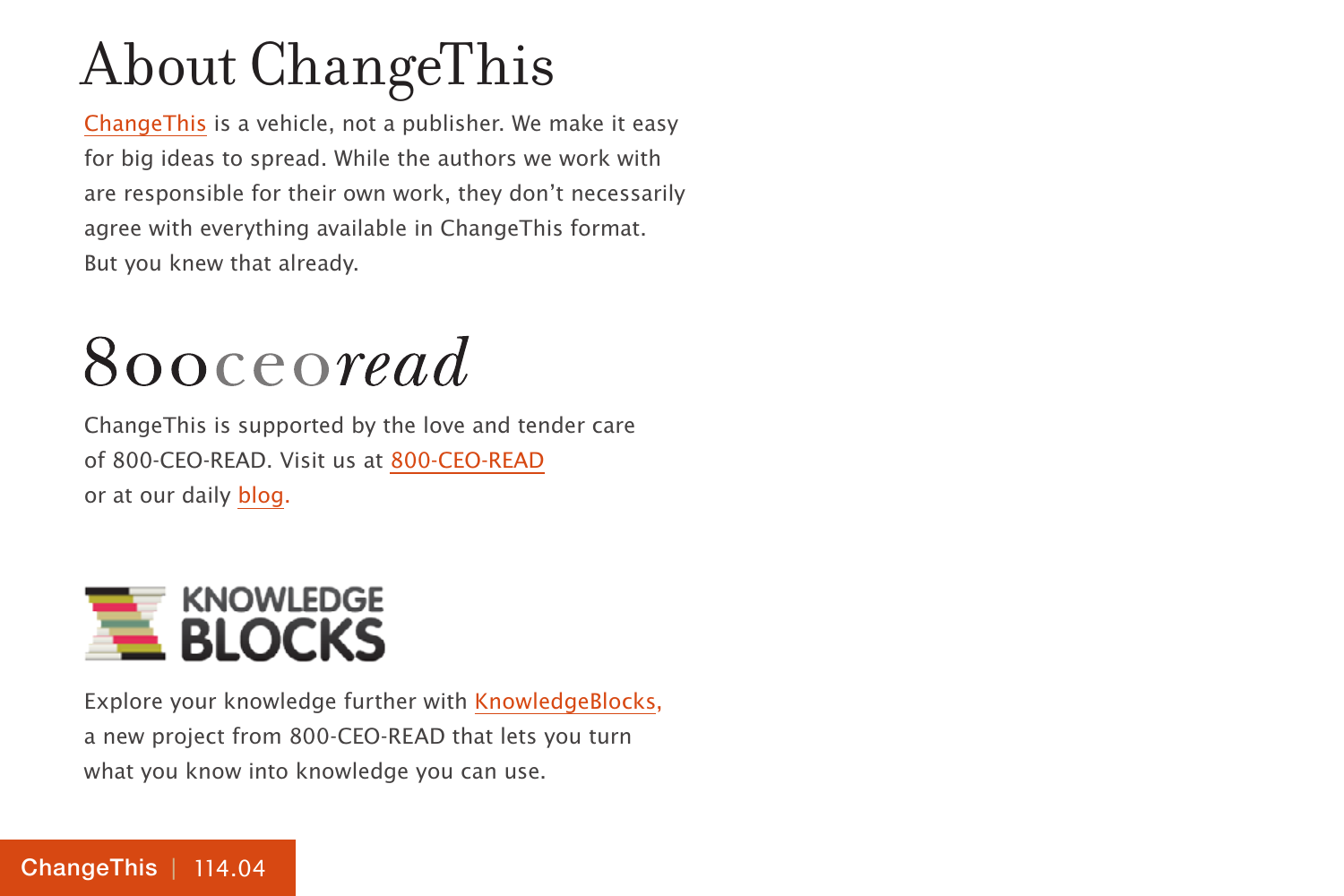# About ChangeThis

ChangeThis is a vehicle, not a publisher. We make it easy for big ideas to spread. While the authors we work with are responsible for their own work, they don't necessarily agree with everything available in ChangeThis format. But you knew that already.

# 800ceo*read*

ChangeThis is supported by the love and tender care of 800-CEO-READ. Visit us at 800-CEO-READ or at our daily blog.

# KNOWLEDGE BLOCKS

Explore your knowledge further with KnowledgeBlocks, a new project from 800-CEO-READ that lets you turn what you know into knowledge you can use.